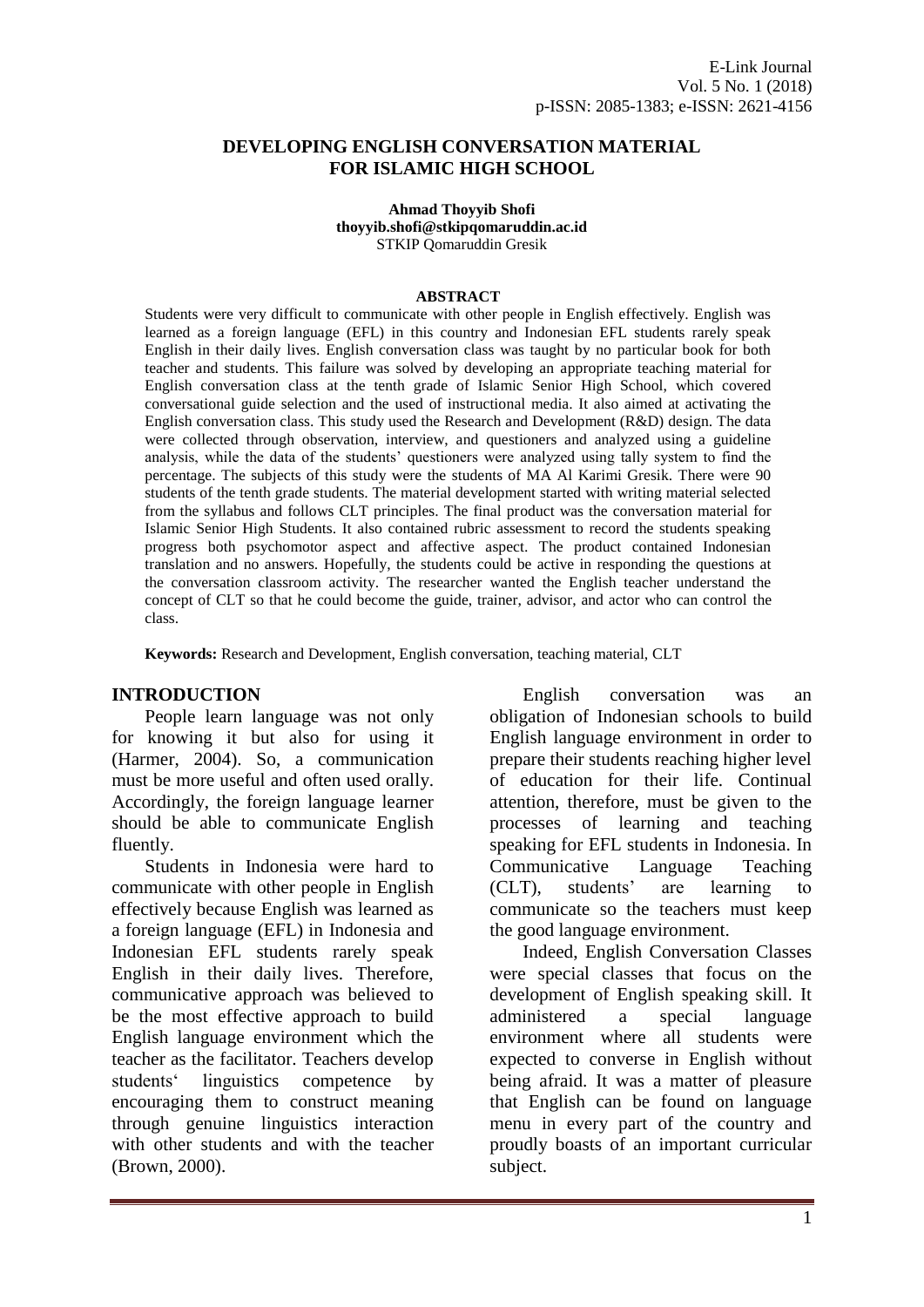# DEVELOPING ENGLISH CONVERSATION MATERIAL FOR ISLAMIC HIGH SCHOOL

**Ahmad Thoyyib Shofi**
**thoyyib.shofi@stkipqomaruddin.ac.id**
STKIP Qomaruddin Gresik

## ABSTRACT

Students were very difficult to communicate with other people in English effectively. English was learned as a foreign language (EFL) in this country and Indonesian EFL students rarely speak English in their daily lives. English conversation class was taught by no particular book for both teacher and students. This failure was solved by developing an appropriate teaching material for English conversation class at the tenth grade of Islamic Senior High School, which covered conversational guide selection and the used of instructional media. It also aimed at activating the English conversation class. This study used the Research and Development (R&D) design. The data were collected through observation, interview, and questioners and analyzed using a guideline analysis, while the data of the students' questioners were analyzed using tally system to find the percentage. The subjects of this study were the students of MA Al Karimi Gresik. There were 90 students of the tenth grade students. The material development started with writing material selected from the syllabus and follows CLT principles. The final product was the conversation material for Islamic Senior High Students. It also contained rubric assessment to record the students speaking progress both psychomotor aspect and affective aspect. The product contained Indonesian translation and no answers. Hopefully, the students could be active in responding the questions at the conversation classroom activity. The researcher wanted the English teacher understand the concept of CLT so that he could become the guide, trainer, advisor, and actor who can control the class.

**Keywords:** Research and Development, English conversation, teaching material, CLT

## INTRODUCTION

People learn language was not only for knowing it but also for using it (Harmer, 2004). So, a communication must be more useful and often used orally. Accordingly, the foreign language learner should be able to communicate English fluently.

Students in Indonesia were hard to communicate with other people in English effectively because English was learned as a foreign language (EFL) in Indonesia and Indonesian EFL students rarely speak English in their daily lives. Therefore, communicative approach was believed to be the most effective approach to build English language environment which the teacher as the facilitator. Teachers develop students' linguistics competence by encouraging them to construct meaning through genuine linguistics interaction with other students and with the teacher (Brown, 2000).

English conversation was an obligation of Indonesian schools to build English language environment in order to prepare their students reaching higher level of education for their life. Continual attention, therefore, must be given to the processes of learning and teaching speaking for EFL students in Indonesia. In Communicative Language Teaching (CLT), students' are learning to communicate so the teachers must keep the good language environment.

Indeed, English Conversation Classes were special classes that focus on the development of English speaking skill. It administered a special language environment where all students were expected to converse in English without being afraid. It was a matter of pleasure that English can be found on language menu in every part of the country and proudly boasts of an important curricular subject.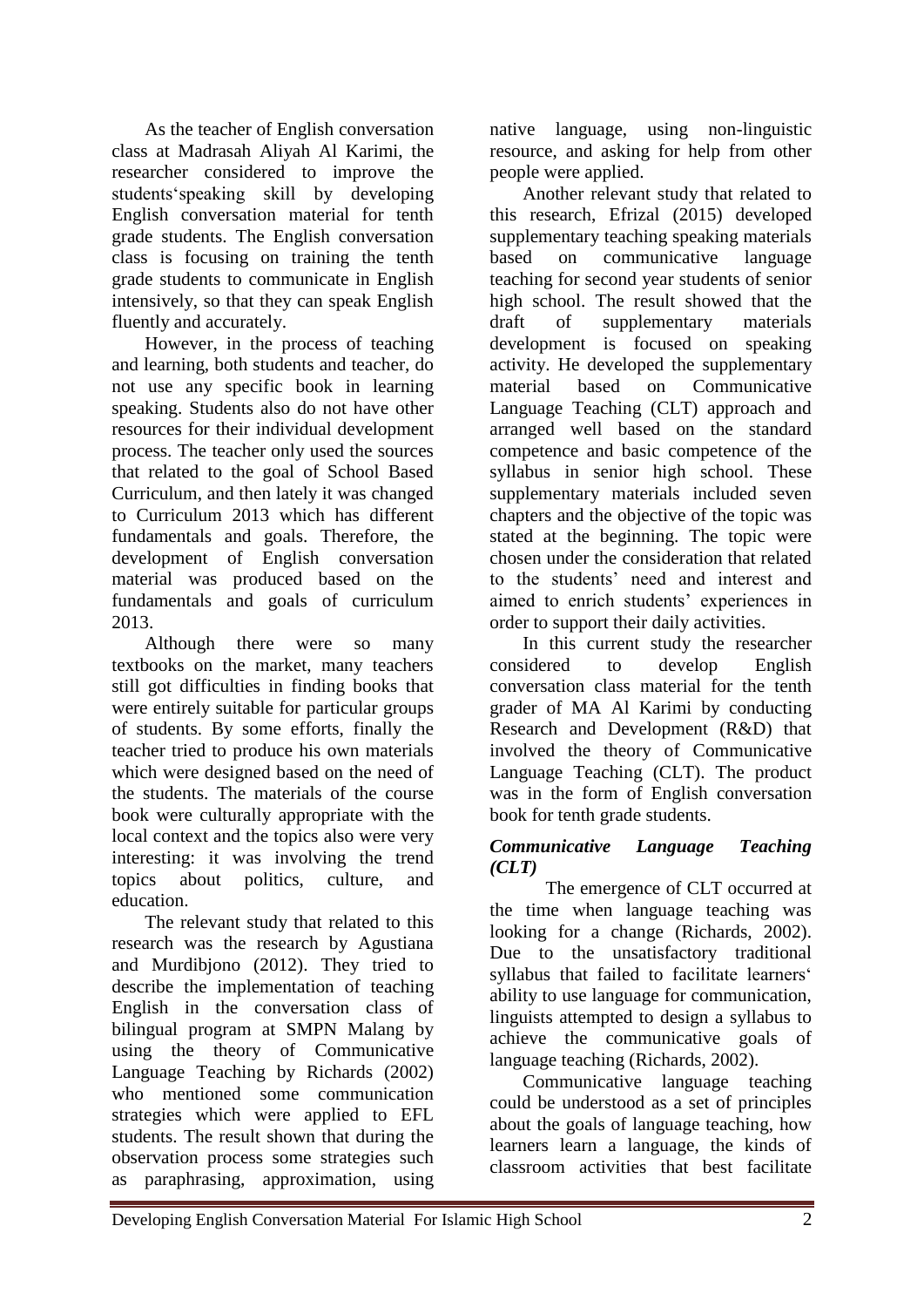As the teacher of English conversation class at Madrasah Aliyah Al Karimi, the researcher considered to improve the students'speaking skill by developing English conversation material for tenth grade students. The English conversation class is focusing on training the tenth grade students to communicate in English intensively, so that they can speak English fluently and accurately.

However, in the process of teaching and learning, both students and teacher, do not use any specific book in learning speaking. Students also do not have other resources for their individual development process. The teacher only used the sources that related to the goal of School Based Curriculum, and then lately it was changed to Curriculum 2013 which has different fundamentals and goals. Therefore, the development of English conversation material was produced based on the fundamentals and goals of curriculum 2013.

Although there were so many textbooks on the market, many teachers still got difficulties in finding books that were entirely suitable for particular groups of students. By some efforts, finally the teacher tried to produce his own materials which were designed based on the need of the students. The materials of the course book were culturally appropriate with the local context and the topics also were very interesting: it was involving the trend topics about politics, culture, and education.

The relevant study that related to this research was the research by Agustiana and Murdibjono (2012). They tried to describe the implementation of teaching English in the conversation class of bilingual program at SMPN Malang by using the theory of Communicative Language Teaching by Richards (2002) who mentioned some communication strategies which were applied to EFL students. The result shown that during the observation process some strategies such as paraphrasing, approximation, using native language, using non-linguistic resource, and asking for help from other people were applied.

Another relevant study that related to this research, Efrizal (2015) developed supplementary teaching speaking materials based on communicative language teaching for second year students of senior high school. The result showed that the draft of supplementary materials development is focused on speaking activity. He developed the supplementary material based on Communicative Language Teaching (CLT) approach and arranged well based on the standard competence and basic competence of the syllabus in senior high school. These supplementary materials included seven chapters and the objective of the topic was stated at the beginning. The topic were chosen under the consideration that related to the students' need and interest and aimed to enrich students' experiences in order to support their daily activities.

In this current study the researcher considered to develop English conversation class material for the tenth grader of MA Al Karimi by conducting Research and Development (R&D) that involved the theory of Communicative Language Teaching (CLT). The product was in the form of English conversation book for tenth grade students.

### ***Communicative Language Teaching (CLT)***

The emergence of CLT occurred at the time when language teaching was looking for a change (Richards, 2002). Due to the unsatisfactory traditional syllabus that failed to facilitate learners' ability to use language for communication, linguists attempted to design a syllabus to achieve the communicative goals of language teaching (Richards, 2002).

Communicative language teaching could be understood as a set of principles about the goals of language teaching, how learners learn a language, the kinds of classroom activities that best facilitate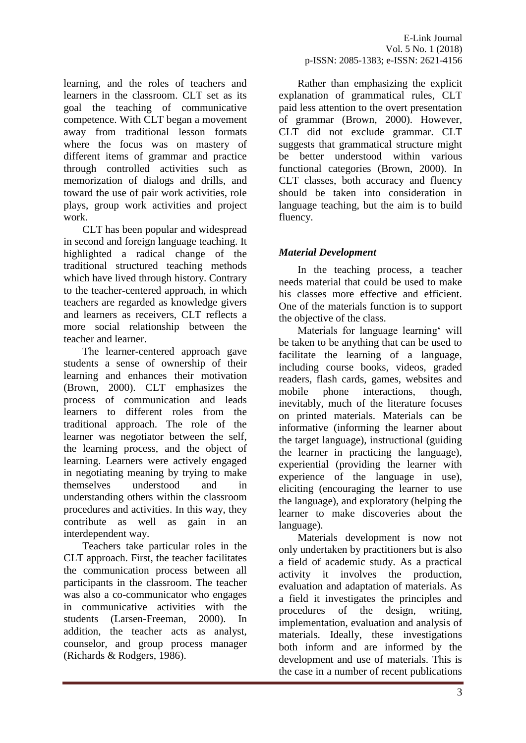learning, and the roles of teachers and learners in the classroom. CLT set as its goal the teaching of communicative competence. With CLT began a movement away from traditional lesson formats where the focus was on mastery of different items of grammar and practice through controlled activities such as memorization of dialogs and drills, and toward the use of pair work activities, role plays, group work activities and project work.

CLT has been popular and widespread in second and foreign language teaching. It highlighted a radical change of the traditional structured teaching methods which have lived through history. Contrary to the teacher-centered approach, in which teachers are regarded as knowledge givers and learners as receivers, CLT reflects a more social relationship between the teacher and learner.

The learner-centered approach gave students a sense of ownership of their learning and enhances their motivation (Brown, 2000). CLT emphasizes the process of communication and leads learners to different roles from the traditional approach. The role of the learner was negotiator between the self, the learning process, and the object of learning. Learners were actively engaged in negotiating meaning by trying to make themselves understood and in understanding others within the classroom procedures and activities. In this way, they contribute as well as gain in an interdependent way.

Teachers take particular roles in the CLT approach. First, the teacher facilitates the communication process between all participants in the classroom. The teacher was also a co-communicator who engages in communicative activities with the students (Larsen-Freeman, 2000). In addition, the teacher acts as analyst, counselor, and group process manager (Richards & Rodgers, 1986).

Rather than emphasizing the explicit explanation of grammatical rules, CLT paid less attention to the overt presentation of grammar (Brown, 2000). However, CLT did not exclude grammar. CLT suggests that grammatical structure might be better understood within various functional categories (Brown, 2000). In CLT classes, both accuracy and fluency should be taken into consideration in language teaching, but the aim is to build fluency.

### *Material Development*

In the teaching process, a teacher needs material that could be used to make his classes more effective and efficient. One of the materials function is to support the objective of the class.

Materials for language learning' will be taken to be anything that can be used to facilitate the learning of a language, including course books, videos, graded readers, flash cards, games, websites and mobile phone interactions, though, inevitably, much of the literature focuses on printed materials. Materials can be informative (informing the learner about the target language), instructional (guiding the learner in practicing the language), experiential (providing the learner with experience of the language in use), eliciting (encouraging the learner to use the language), and exploratory (helping the learner to make discoveries about the language).

Materials development is now not only undertaken by practitioners but is also a field of academic study. As a practical activity it involves the production, evaluation and adaptation of materials. As a field it investigates the principles and procedures of the design, writing, implementation, evaluation and analysis of materials. Ideally, these investigations both inform and are informed by the development and use of materials. This is the case in a number of recent publications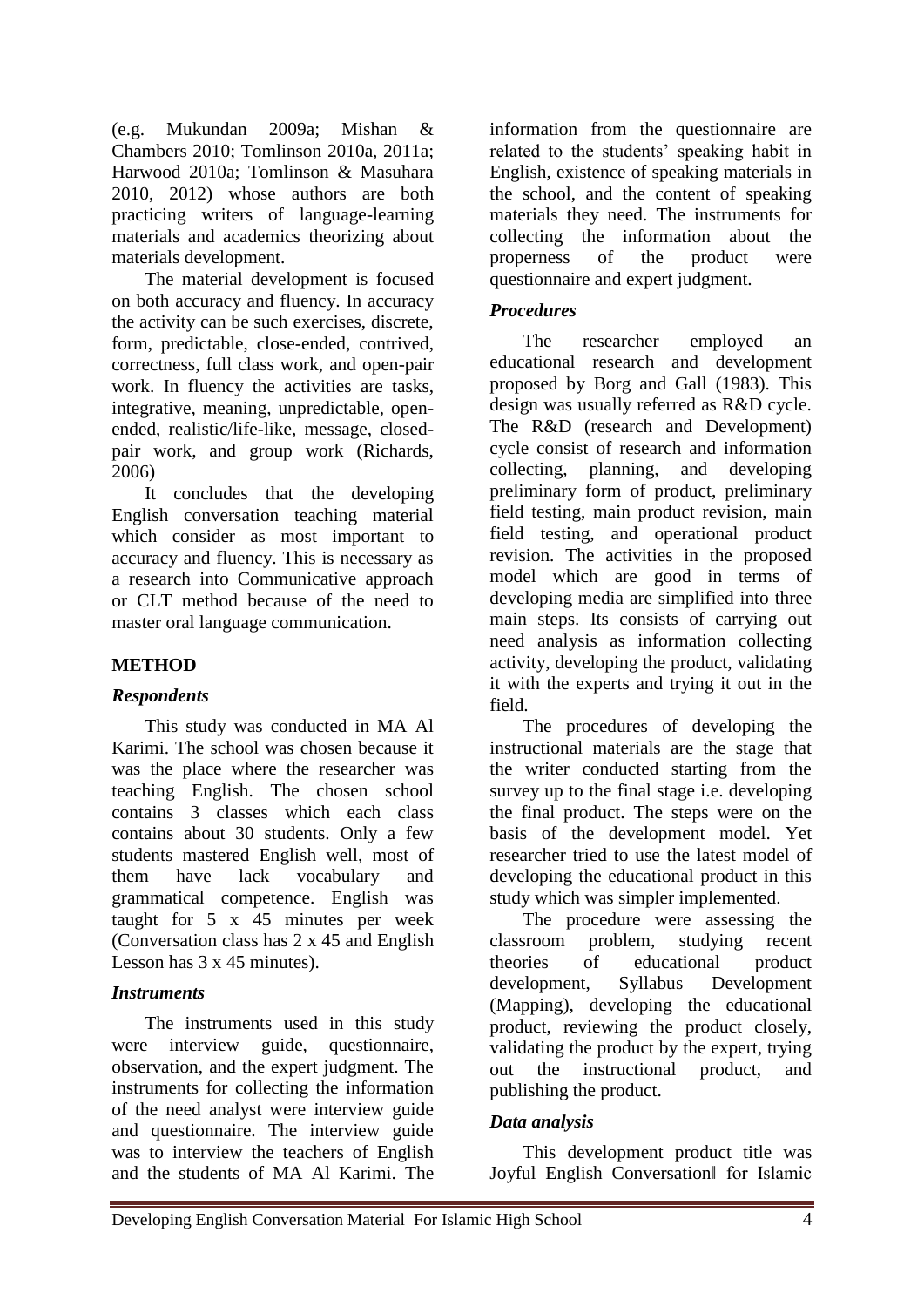(e.g. Mukundan 2009a; Mishan & Chambers 2010; Tomlinson 2010a, 2011a; Harwood 2010a; Tomlinson & Masuhara 2010, 2012) whose authors are both practicing writers of language-learning materials and academics theorizing about materials development.

The material development is focused on both accuracy and fluency. In accuracy the activity can be such exercises, discrete, form, predictable, close-ended, contrived, correctness, full class work, and open-pair work. In fluency the activities are tasks, integrative, meaning, unpredictable, open-ended, realistic/life-like, message, closed-pair work, and group work (Richards, 2006)

It concludes that the developing English conversation teaching material which consider as most important to accuracy and fluency. This is necessary as a research into Communicative approach or CLT method because of the need to master oral language communication.

## METHOD

### *Respondents*

This study was conducted in MA Al Karimi. The school was chosen because it was the place where the researcher was teaching English. The chosen school contains 3 classes which each class contains about 30 students. Only a few students mastered English well, most of them have lack vocabulary and grammatical competence. English was taught for 5 x 45 minutes per week (Conversation class has 2 x 45 and English Lesson has 3 x 45 minutes).

### *Instruments*

The instruments used in this study were interview guide, questionnaire, observation, and the expert judgment. The instruments for collecting the information of the need analyst were interview guide and questionnaire. The interview guide was to interview the teachers of English and the students of MA Al Karimi. The information from the questionnaire are related to the students' speaking habit in English, existence of speaking materials in the school, and the content of speaking materials they need. The instruments for collecting the information about the properness of the product were questionnaire and expert judgment.

### *Procedures*

The researcher employed an educational research and development proposed by Borg and Gall (1983). This design was usually referred as R&D cycle. The R&D (research and Development) cycle consist of research and information collecting, planning, and developing preliminary form of product, preliminary field testing, main product revision, main field testing, and operational product revision. The activities in the proposed model which are good in terms of developing media are simplified into three main steps. Its consists of carrying out need analysis as information collecting activity, developing the product, validating it with the experts and trying it out in the field.

The procedures of developing the instructional materials are the stage that the writer conducted starting from the survey up to the final stage i.e. developing the final product. The steps were on the basis of the development model. Yet researcher tried to use the latest model of developing the educational product in this study which was simpler implemented.

The procedure were assessing the classroom problem, studying recent theories of educational product development, Syllabus Development (Mapping), developing the educational product, reviewing the product closely, validating the product by the expert, trying out the instructional product, and publishing the product.

### *Data analysis*

This development product title was Joyful English Conversation‖ for Islamic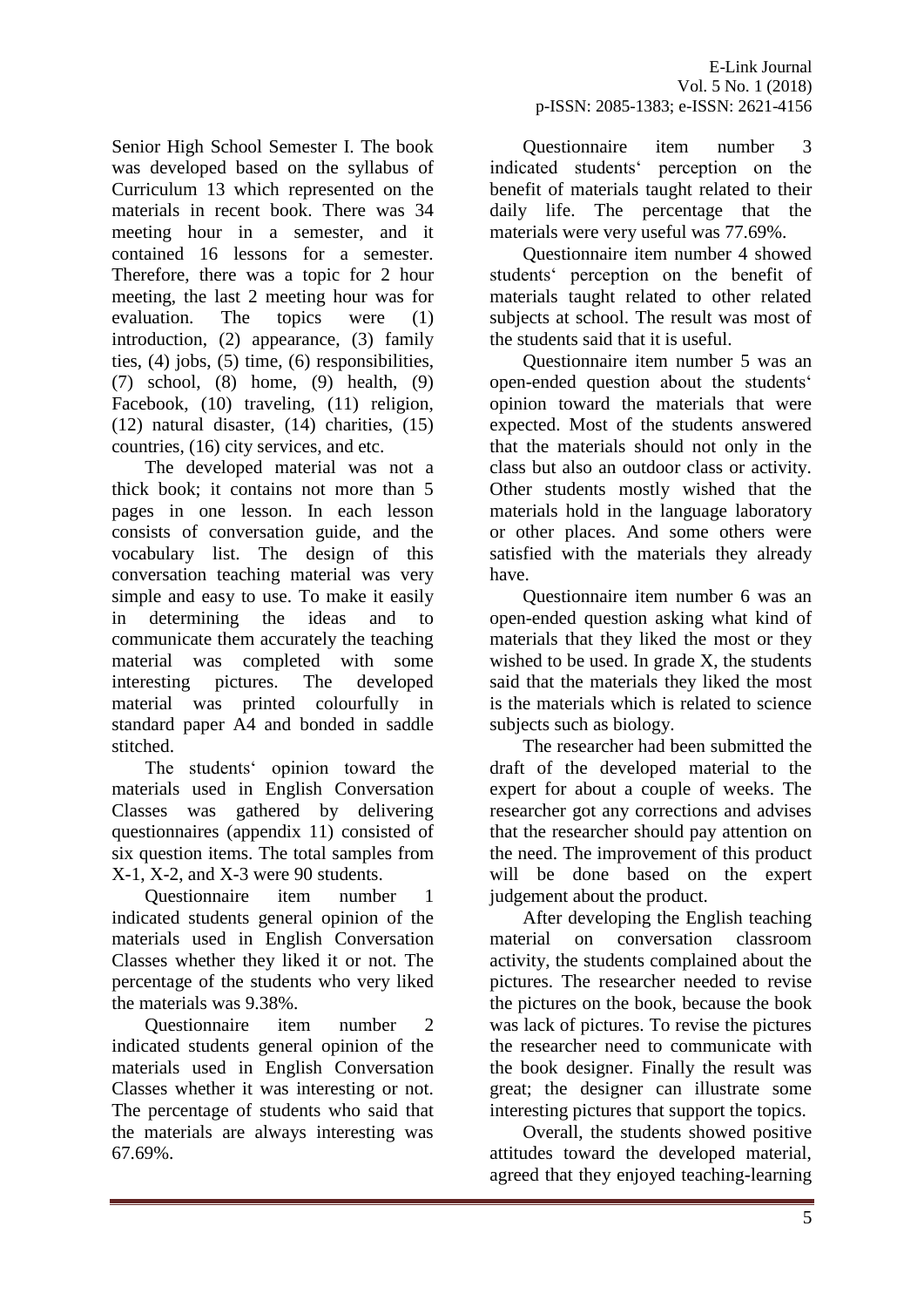Senior High School Semester I. The book was developed based on the syllabus of Curriculum 13 which represented on the materials in recent book. There was 34 meeting hour in a semester, and it contained 16 lessons for a semester. Therefore, there was a topic for 2 hour meeting, the last 2 meeting hour was for evaluation. The topics were (1) introduction, (2) appearance, (3) family ties, (4) jobs, (5) time, (6) responsibilities, (7) school, (8) home, (9) health, (9) Facebook, (10) traveling, (11) religion, (12) natural disaster, (14) charities, (15) countries, (16) city services, and etc.

The developed material was not a thick book; it contains not more than 5 pages in one lesson. In each lesson consists of conversation guide, and the vocabulary list. The design of this conversation teaching material was very simple and easy to use. To make it easily in determining the ideas and to communicate them accurately the teaching material was completed with some interesting pictures. The developed material was printed colourfully in standard paper A4 and bonded in saddle stitched.

The students' opinion toward the materials used in English Conversation Classes was gathered by delivering questionnaires (appendix 11) consisted of six question items. The total samples from X-1, X-2, and X-3 were 90 students.

Questionnaire item number 1 indicated students general opinion of the materials used in English Conversation Classes whether they liked it or not. The percentage of the students who very liked the materials was 9.38%.

Questionnaire item number 2 indicated students general opinion of the materials used in English Conversation Classes whether it was interesting or not. The percentage of students who said that the materials are always interesting was 67.69%.

Questionnaire item number 3 indicated students' perception on the benefit of materials taught related to their daily life. The percentage that the materials were very useful was 77.69%.

Questionnaire item number 4 showed students' perception on the benefit of materials taught related to other related subjects at school. The result was most of the students said that it is useful.

Questionnaire item number 5 was an open-ended question about the students' opinion toward the materials that were expected. Most of the students answered that the materials should not only in the class but also an outdoor class or activity. Other students mostly wished that the materials hold in the language laboratory or other places. And some others were satisfied with the materials they already have.

Questionnaire item number 6 was an open-ended question asking what kind of materials that they liked the most or they wished to be used. In grade X, the students said that the materials they liked the most is the materials which is related to science subjects such as biology.

The researcher had been submitted the draft of the developed material to the expert for about a couple of weeks. The researcher got any corrections and advises that the researcher should pay attention on the need. The improvement of this product will be done based on the expert judgement about the product.

After developing the English teaching material on conversation classroom activity, the students complained about the pictures. The researcher needed to revise the pictures on the book, because the book was lack of pictures. To revise the pictures the researcher need to communicate with the book designer. Finally the result was great; the designer can illustrate some interesting pictures that support the topics.

Overall, the students showed positive attitudes toward the developed material, agreed that they enjoyed teaching-learning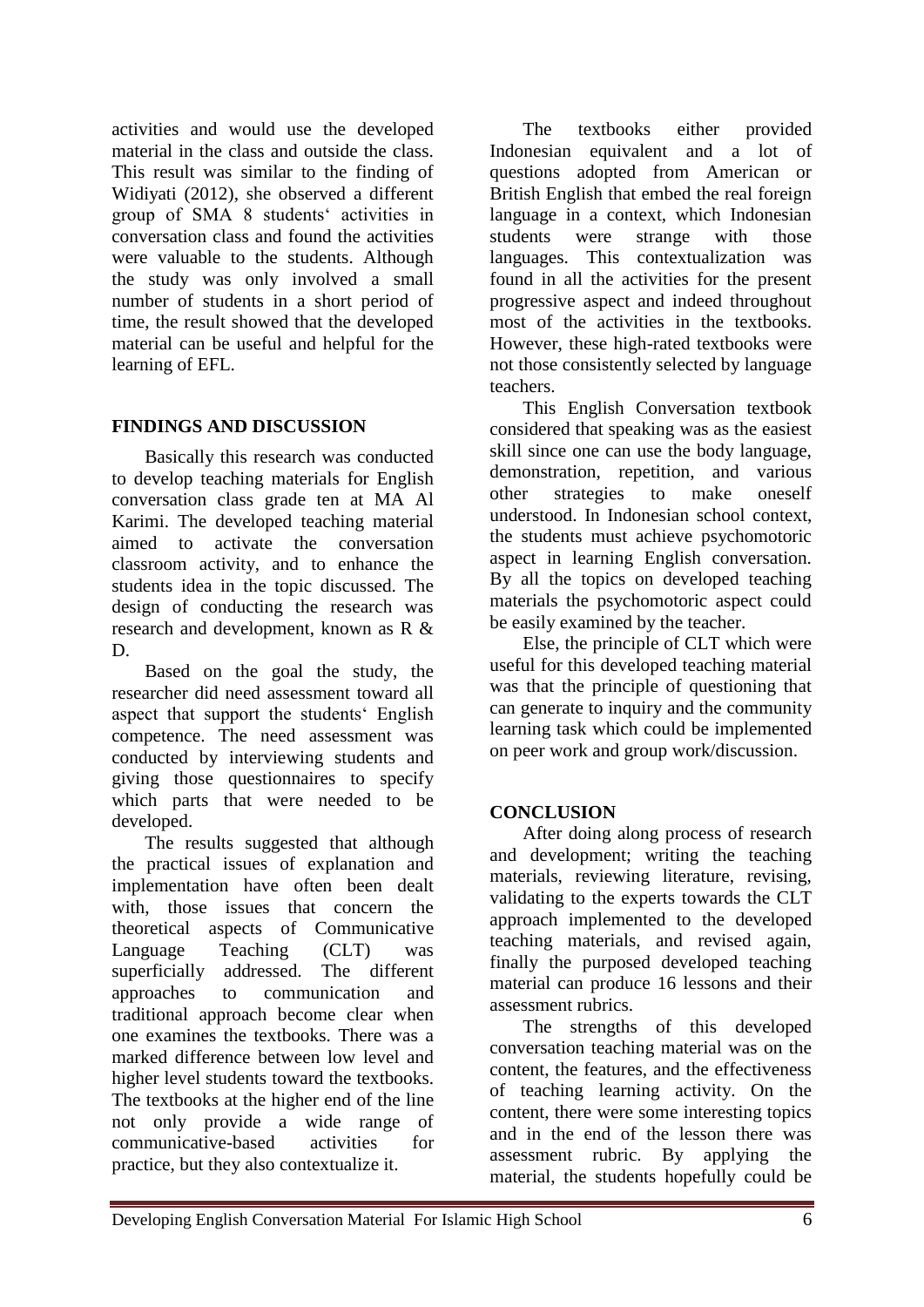activities and would use the developed material in the class and outside the class. This result was similar to the finding of Widiyati (2012), she observed a different group of SMA 8 students‘ activities in conversation class and found the activities were valuable to the students. Although the study was only involved a small number of students in a short period of time, the result showed that the developed material can be useful and helpful for the learning of EFL.

## FINDINGS AND DISCUSSION

Basically this research was conducted to develop teaching materials for English conversation class grade ten at MA Al Karimi. The developed teaching material aimed to activate the conversation classroom activity, and to enhance the students idea in the topic discussed. The design of conducting the research was research and development, known as R & D.

Based on the goal the study, the researcher did need assessment toward all aspect that support the students‘ English competence. The need assessment was conducted by interviewing students and giving those questionnaires to specify which parts that were needed to be developed.

The results suggested that although the practical issues of explanation and implementation have often been dealt with, those issues that concern the theoretical aspects of Communicative Language Teaching (CLT) was superficially addressed. The different approaches to communication and traditional approach become clear when one examines the textbooks. There was a marked difference between low level and higher level students toward the textbooks. The textbooks at the higher end of the line not only provide a wide range of communicative-based activities for practice, but they also contextualize it.

The textbooks either provided Indonesian equivalent and a lot of questions adopted from American or British English that embed the real foreign language in a context, which Indonesian students were strange with those languages. This contextualization was found in all the activities for the present progressive aspect and indeed throughout most of the activities in the textbooks. However, these high-rated textbooks were not those consistently selected by language teachers.

This English Conversation textbook considered that speaking was as the easiest skill since one can use the body language, demonstration, repetition, and various other strategies to make oneself understood. In Indonesian school context, the students must achieve psychomotoric aspect in learning English conversation. By all the topics on developed teaching materials the psychomotoric aspect could be easily examined by the teacher.

Else, the principle of CLT which were useful for this developed teaching material was that the principle of questioning that can generate to inquiry and the community learning task which could be implemented on peer work and group work/discussion.

## CONCLUSION

After doing along process of research and development; writing the teaching materials, reviewing literature, revising, validating to the experts towards the CLT approach implemented to the developed teaching materials, and revised again, finally the purposed developed teaching material can produce 16 lessons and their assessment rubrics.

The strengths of this developed conversation teaching material was on the content, the features, and the effectiveness of teaching learning activity. On the content, there were some interesting topics and in the end of the lesson there was assessment rubric. By applying the material, the students hopefully could be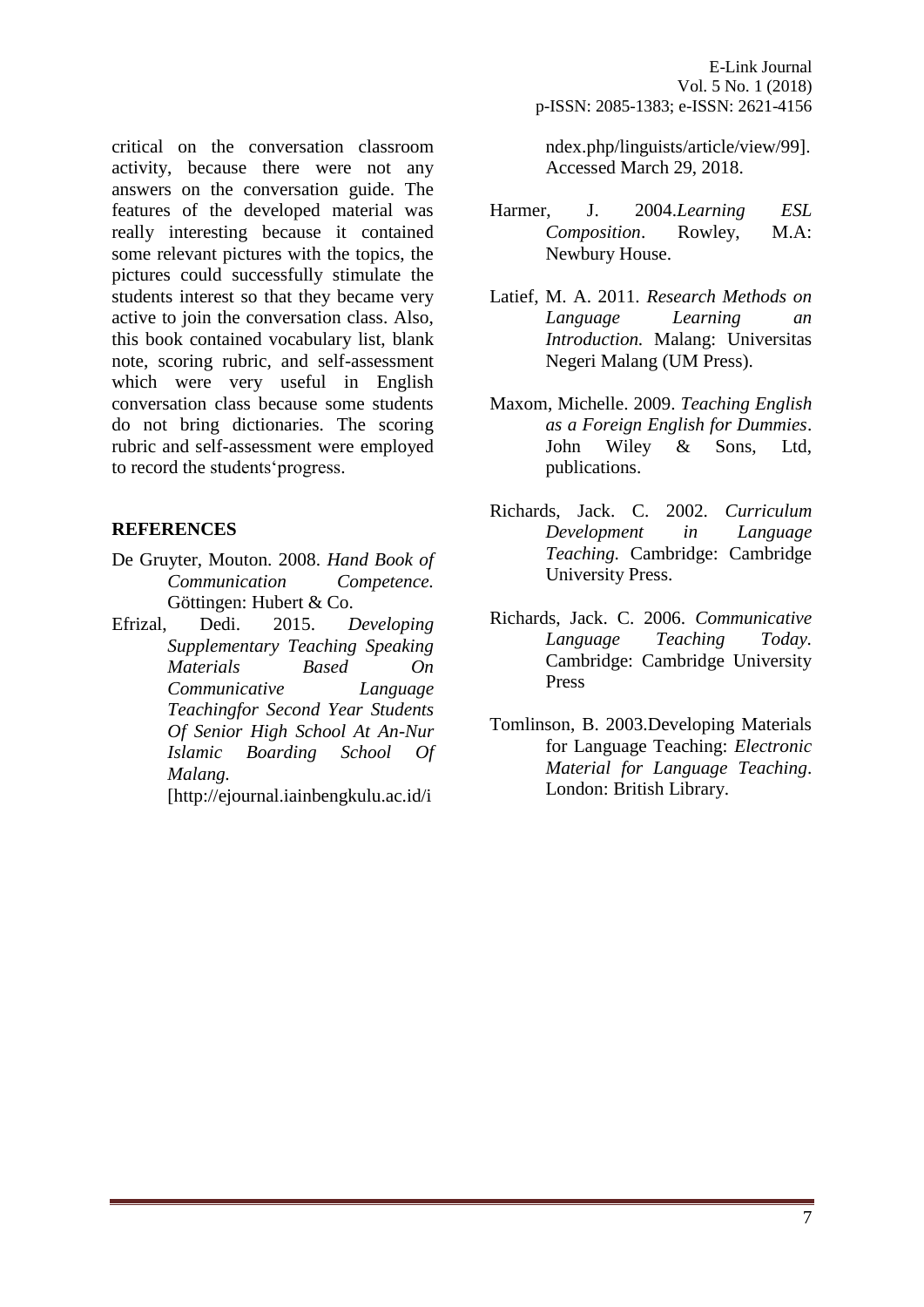critical on the conversation classroom activity, because there were not any answers on the conversation guide. The features of the developed material was really interesting because it contained some relevant pictures with the topics, the pictures could successfully stimulate the students interest so that they became very active to join the conversation class. Also, this book contained vocabulary list, blank note, scoring rubric, and self-assessment which were very useful in English conversation class because some students do not bring dictionaries. The scoring rubric and self-assessment were employed to record the students‘progress.

## REFERENCES

De Gruyter, Mouton. 2008. *Hand Book of Communication Competence.* Göttingen: Hubert & Co.

Efrizal, Dedi. 2015. *Developing Supplementary Teaching Speaking Materials Based On Communicative Language Teachingfor Second Year Students Of Senior High School At An-Nur Islamic Boarding School Of Malang.* [http://ejournal.iainbengkulu.ac.id/index.php/linguists/article/view/99]. Accessed March 29, 2018.

Harmer, J. 2004.*Learning ESL Composition*. Rowley, M.A: Newbury House.

Latief, M. A. 2011. *Research Methods on Language Learning an Introduction.* Malang: Universitas Negeri Malang (UM Press).

Maxom, Michelle. 2009. *Teaching English as a Foreign English for Dummies*. John Wiley & Sons, Ltd, publications.

Richards, Jack. C. 2002. *Curriculum Development in Language Teaching.* Cambridge: Cambridge University Press.

Richards, Jack. C. 2006. *Communicative Language Teaching Today.* Cambridge: Cambridge University Press

Tomlinson, B. 2003.Developing Materials for Language Teaching: *Electronic Material for Language Teaching*. London: British Library.